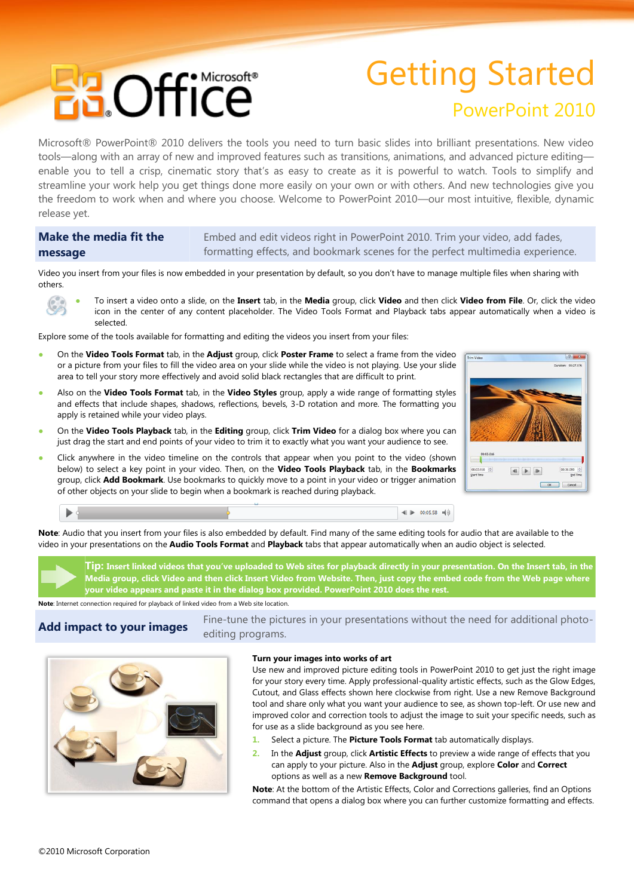# Getting Started

## PowerPoint 2010

Microsoft® PowerPoint® 2010 delivers the tools you need to turn basic slides into brilliant presentations. New video tools—along with an array of new and improved features such as transitions, animations, and advanced picture editing—enable you to tell a crisp, cinematic story that's as easy to create as it is powerful to watch. Tools to simplify and streamline your work help you get things done more easily on your own or with others. And new technologies give you the freedom to work when and where you choose. Welcome to PowerPoint 2010—our most intuitive, flexible, dynamic release yet.

## Make the media fit the message

Embed and edit videos right in PowerPoint 2010. Trim your video, add fades, formatting effects, and bookmark scenes for the perfect multimedia experience.

Video you insert from your files is now embedded in your presentation by default, so you don't have to manage multiple files when sharing with others.

- To insert a video onto a slide, on the **Insert** tab, in the **Media** group, click **Video** and then click **Video from File**. Or, click the video icon in the center of any content placeholder. The Video Tools Format and Playback tabs appear automatically when a video is selected.

Explore some of the tools available for formatting and editing the videos you insert from your files:

- On the **Video Tools Format** tab, in the **Adjust** group, click **Poster Frame** to select a frame from the video or a picture from your files to fill the video area on your slide while the video is not playing. Use your slide area to tell your story more effectively and avoid solid black rectangles that are difficult to print.
- Also on the **Video Tools Format** tab, in the **Video Styles** group, apply a wide range of formatting styles and effects that include shapes, shadows, reflections, bevels, 3-D rotation and more. The formatting you apply is retained while your video plays.
- On the **Video Tools Playback** tab, in the **Editing** group, click **Trim Video** for a dialog box where you can just drag the start and end points of your video to trim it to exactly what you want your audience to see.
- Click anywhere in the video timeline on the controls that appear when you point to the video (shown below) to select a key point in your video. Then, on the **Video Tools Playback** tab, in the **Bookmarks** group, click **Add Bookmark**. Use bookmarks to quickly move to a point in your video or trigger animation of other objects on your slide to begin when a bookmark is reached during playback.

**Note**: Audio that you insert from your files is also embedded by default. Find many of the same editing tools for audio that are available to the video in your presentations on the **Audio Tools Format** and **Playback** tabs that appear automatically when an audio object is selected.

**Tip: Insert linked videos that you've uploaded to Web sites for playback directly in your presentation. On the Insert tab, in the Media group, click Video and then click Insert Video from Website. Then, just copy the embed code from the Web page where your video appears and paste it in the dialog box provided. PowerPoint 2010 does the rest.**

**Note**: Internet connection required for playback of linked video from a Web site location.

## Add impact to your images

Fine-tune the pictures in your presentations without the need for additional photo-editing programs.

### Turn your images into works of art

Use new and improved picture editing tools in PowerPoint 2010 to get just the right image for your story every time. Apply professional-quality artistic effects, such as the Glow Edges, Cutout, and Glass effects shown here clockwise from right. Use a new Remove Background tool and share only what you want your audience to see, as shown top-left. Or use new and improved color and correction tools to adjust the image to suit your specific needs, such as for use as a slide background as you see here.

1. Select a picture. The **Picture Tools Format** tab automatically displays.
2. In the **Adjust** group, click **Artistic Effects** to preview a wide range of effects that you can apply to your picture. Also in the **Adjust** group, explore **Color** and **Correct** options as well as a new **Remove Background** tool.

**Note**: At the bottom of the Artistic Effects, Color and Corrections galleries, find an Options command that opens a dialog box where you can further customize formatting and effects.

©2010 Microsoft Corporation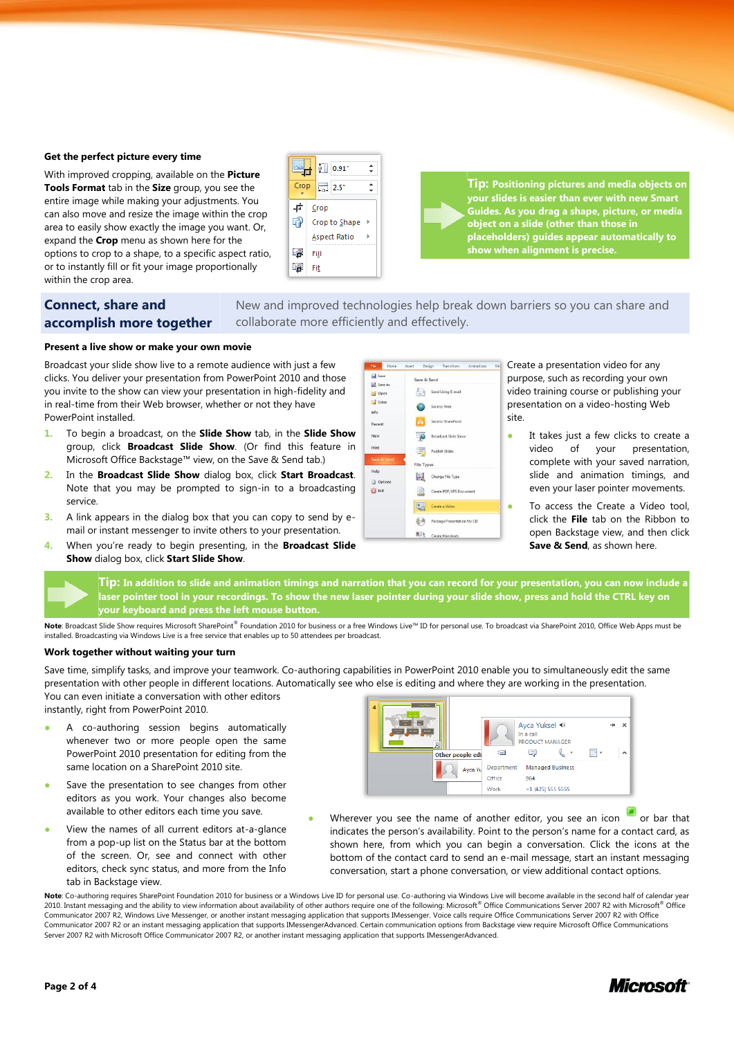### Get the perfect picture every time

With improved cropping, available on the **Picture Tools Format** tab in the **Size** group, you see the entire image while making your adjustments. You can also move and resize the image within the crop area to easily show exactly the image you want. Or, expand the **Crop** menu as shown here for the options to crop to a shape, to a specific aspect ratio, or to instantly fill or fit your image proportionally within the crop area.

**Tip: Positioning pictures and media objects on your slides is easier than ever with new Smart Guides. As you drag a shape, picture, or media object on a slide (other than those in placeholders) guides appear automatically to show when alignment is precise.**

## Connect, share and accomplish more together

New and improved technologies help break down barriers so you can share and collaborate more efficiently and effectively.

### Present a live show or make your own movie

Broadcast your slide show live to a remote audience with just a few clicks. You deliver your presentation from PowerPoint 2010 and those you invite to the show can view your presentation in high-fidelity and in real-time from their Web browser, whether or not they have PowerPoint installed.

1. To begin a broadcast, on the **Slide Show** tab, in the **Slide Show** group, click **Broadcast Slide Show**. (Or find this feature in Microsoft Office Backstage™ view, on the Save & Send tab.)
2. In the **Broadcast Slide Show** dialog box, click **Start Broadcast**. Note that you may be prompted to sign-in to a broadcasting service.
3. A link appears in the dialog box that you can copy to send by e-mail or instant messenger to invite others to your presentation.
4. When you're ready to begin presenting, in the **Broadcast Slide Show** dialog box, click **Start Slide Show**.

Create a presentation video for any purpose, such as recording your own video training course or publishing your presentation on a video-hosting Web site.

- It takes just a few clicks to create a video of your presentation, complete with your saved narration, slide and animation timings, and even your laser pointer movements.
- To access the Create a Video tool, click the **File** tab on the Ribbon to open Backstage view, and then click **Save & Send**, as shown here.

**Tip: In addition to slide and animation timings and narration that you can record for your presentation, you can now include a laser pointer tool in your recordings. To show the new laser pointer during your slide show, press and hold the CTRL key on your keyboard and press the left mouse button.**

**Note**: Broadcast Slide Show requires Microsoft SharePoint® Foundation 2010 for business or a free Windows Live™ ID for personal use. To broadcast via SharePoint 2010, Office Web Apps must be installed. Broadcasting via Windows Live is a free service that enables up to 50 attendees per broadcast.

### Work together without waiting your turn

Save time, simplify tasks, and improve your teamwork. Co-authoring capabilities in PowerPoint 2010 enable you to simultaneously edit the same presentation with other people in different locations. Automatically see who else is editing and where they are working in the presentation. You can even initiate a conversation with other editors instantly, right from PowerPoint 2010.

- A co-authoring session begins automatically whenever two or more people open the same PowerPoint 2010 presentation for editing from the same location on a SharePoint 2010 site.
- Save the presentation to see changes from other editors as you work. Your changes also become available to other editors each time you save.
- View the names of all current editors at-a-glance from a pop-up list on the Status bar at the bottom of the screen. Or, see and connect with other editors, check sync status, and more from the Info tab in Backstage view.
- Wherever you see the name of another editor, you see an icon or bar that indicates the person's availability. Point to the person's name for a contact card, as shown here, from which you can begin a conversation. Click the icons at the bottom of the contact card to send an e-mail message, start an instant messaging conversation, start a phone conversation, or view additional contact options.

**Note**: Co-authoring requires SharePoint Foundation 2010 for business or a Windows Live ID for personal use. Co-authoring via Windows Live will become available in the second half of calendar year 2010. Instant messaging and the ability to view information about availability of other authors require one of the following: Microsoft® Office Communications Server 2007 R2 with Microsoft® Office Communicator 2007 R2, Windows Live Messenger, or another instant messaging application that supports IMessenger. Voice calls require Office Communications Server 2007 R2 with Office Communicator 2007 R2 or an instant messaging application that supports IMessengerAdvanced. Certain communication options from Backstage view require Microsoft Office Communications Server 2007 R2 with Microsoft Office Communicator 2007 R2, or another instant messaging application that supports IMessengerAdvanced.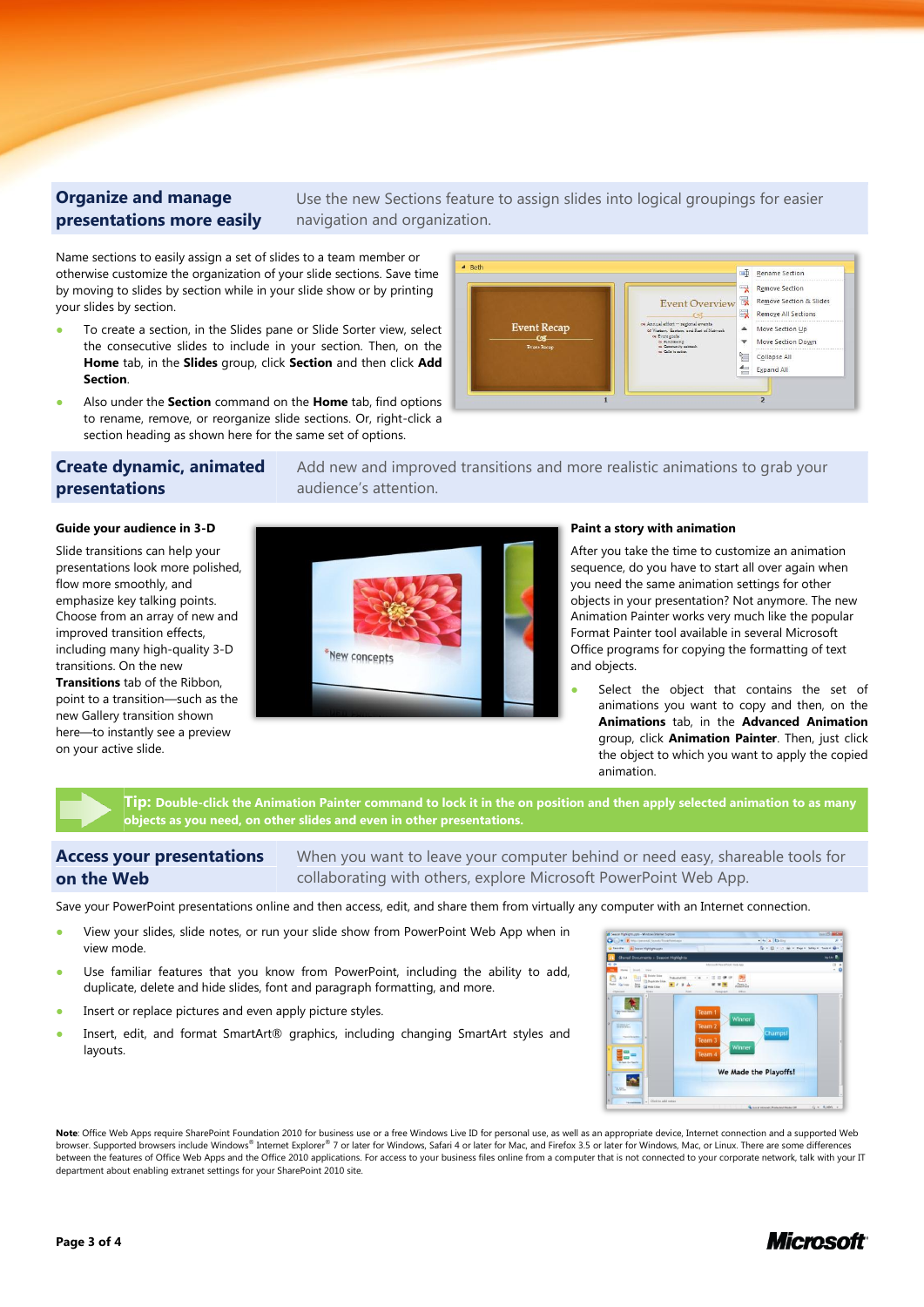## Organize and manage presentations more easily

Use the new Sections feature to assign slides into logical groupings for easier navigation and organization.

Name sections to easily assign a set of slides to a team member or otherwise customize the organization of your slide sections. Save time by moving to slides by section while in your slide show or by printing your slides by section.

- To create a section, in the Slides pane or Slide Sorter view, select the consecutive slides to include in your section. Then, on the **Home** tab, in the **Slides** group, click **Section** and then click **Add Section**.
- Also under the **Section** command on the **Home** tab, find options to rename, remove, or reorganize slide sections. Or, right-click a section heading as shown here for the same set of options.

## Create dynamic, animated presentations

Add new and improved transitions and more realistic animations to grab your audience's attention.

### Guide your audience in 3-D

Slide transitions can help your presentations look more polished, flow more smoothly, and emphasize key talking points. Choose from an array of new and improved transition effects, including many high-quality 3-D transitions. On the new **Transitions** tab of the Ribbon, point to a transition—such as the new Gallery transition shown here—to instantly see a preview on your active slide.

### Paint a story with animation

After you take the time to customize an animation sequence, do you have to start all over again when you need the same animation settings for other objects in your presentation? Not anymore. The new Animation Painter works very much like the popular Format Painter tool available in several Microsoft Office programs for copying the formatting of text and objects.

- Select the object that contains the set of animations you want to copy and then, on the **Animations** tab, in the **Advanced Animation** group, click **Animation Painter**. Then, just click the object to which you want to apply the copied animation.

**Tip: Double-click the Animation Painter command to lock it in the on position and then apply selected animation to as many objects as you need, on other slides and even in other presentations.**

## Access your presentations on the Web

When you want to leave your computer behind or need easy, shareable tools for collaborating with others, explore Microsoft PowerPoint Web App.

Save your PowerPoint presentations online and then access, edit, and share them from virtually any computer with an Internet connection.

- View your slides, slide notes, or run your slide show from PowerPoint Web App when in view mode.
- Use familiar features that you know from PowerPoint, including the ability to add, duplicate, delete and hide slides, font and paragraph formatting, and more.
- Insert or replace pictures and even apply picture styles.
- Insert, edit, and format SmartArt® graphics, including changing SmartArt styles and layouts.

**Note**: Office Web Apps require SharePoint Foundation 2010 for business use or a free Windows Live ID for personal use, as well as an appropriate device, Internet connection and a supported Web browser. Supported browsers include Windows® Internet Explorer® 7 or later for Windows, Safari 4 or later for Mac, and Firefox 3.5 or later for Windows, Mac, or Linux. There are some differences between the features of Office Web Apps and the Office 2010 applications. For access to your business files online from a computer that is not connected to your corporate network, talk with your IT department about enabling extranet settings for your SharePoint 2010 site.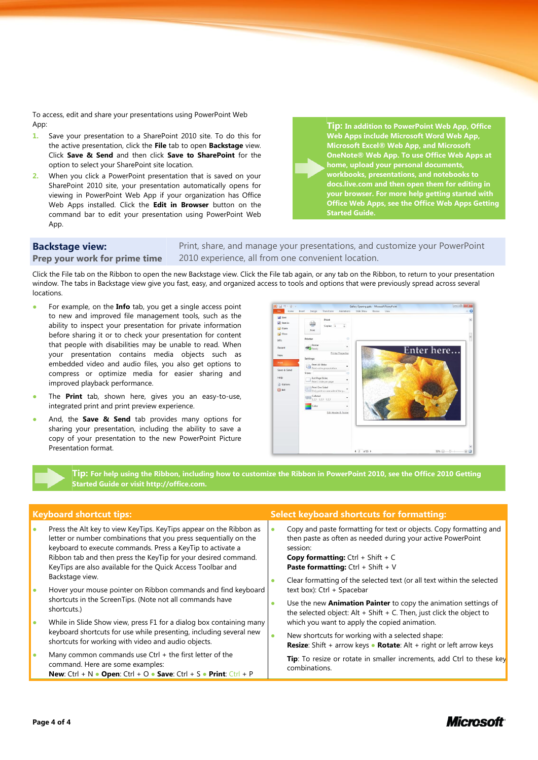To access, edit and share your presentations using PowerPoint Web App:

1. Save your presentation to a SharePoint 2010 site. To do this for the active presentation, click the **File** tab to open **Backstage** view. Click **Save & Send** and then click **Save to SharePoint** for the option to select your SharePoint site location.
2. When you click a PowerPoint presentation that is saved on your SharePoint 2010 site, your presentation automatically opens for viewing in PowerPoint Web App if your organization has Office Web Apps installed. Click the **Edit in Browser** button on the command bar to edit your presentation using PowerPoint Web App.

**Tip: In addition to PowerPoint Web App, Office Web Apps include Microsoft Word Web App, Microsoft Excel® Web App, and Microsoft OneNote® Web App. To use Office Web Apps at home, upload your personal documents, workbooks, presentations, and notebooks to docs.live.com and then open them for editing in your browser. For more help getting started with Office Web Apps, see the Office Web Apps Getting Started Guide.**

## Backstage view: Prep your work for prime time

Print, share, and manage your presentations, and customize your PowerPoint 2010 experience, all from one convenient location.

Click the File tab on the Ribbon to open the new Backstage view. Click the File tab again, or any tab on the Ribbon, to return to your presentation window. The tabs in Backstage view give you fast, easy, and organized access to tools and options that were previously spread across several locations.

- For example, on the **Info** tab, you get a single access point to new and improved file management tools, such as the ability to inspect your presentation for private information before sharing it or to check your presentation for content that people with disabilities may be unable to read. When your presentation contains media objects such as embedded video and audio files, you also get options to compress or optimize media for easier sharing and improved playback performance.
- The **Print** tab, shown here, gives you an easy-to-use, integrated print and print preview experience.
- And, the **Save & Send** tab provides many options for sharing your presentation, including the ability to save a copy of your presentation to the new PowerPoint Picture Presentation format.

**Tip: For help using the Ribbon, including how to customize the Ribbon in PowerPoint 2010, see the Office 2010 Getting Started Guide or visit http://office.com.**

## Keyboard shortcut tips:

- Press the Alt key to view KeyTips. KeyTips appear on the Ribbon as letter or number combinations that you press sequentially on the keyboard to execute commands. Press a KeyTip to activate a Ribbon tab and then press the KeyTip for your desired command. KeyTips are also available for the Quick Access Toolbar and Backstage view.
- Hover your mouse pointer on Ribbon commands and find keyboard shortcuts in the ScreenTips. (Note not all commands have shortcuts.)
- While in Slide Show view, press F1 for a dialog box containing many keyboard shortcuts for use while presenting, including several new shortcuts for working with video and audio objects.
- Many common commands use Ctrl + the first letter of the command. Here are some examples:
  **New**: Ctrl + N • **Open**: Ctrl + O • **Save**: Ctrl + S • **Print**: Ctrl + P

## Select keyboard shortcuts for formatting:

- Copy and paste formatting for text or objects. Copy formatting and then paste as often as needed during your active PowerPoint session:
  **Copy formatting:** Ctrl + Shift + C
  **Paste formatting:** Ctrl + Shift + V
- Clear formatting of the selected text (or all text within the selected text box): Ctrl + Spacebar
- Use the new **Animation Painter** to copy the animation settings of the selected object: Alt + Shift + C. Then, just click the object to which you want to apply the copied animation.
- New shortcuts for working with a selected shape:
  **Resize**: Shift + arrow keys • **Rotate**: Alt + right or left arrow keys

**Tip**: To resize or rotate in smaller increments, add Ctrl to these key combinations.